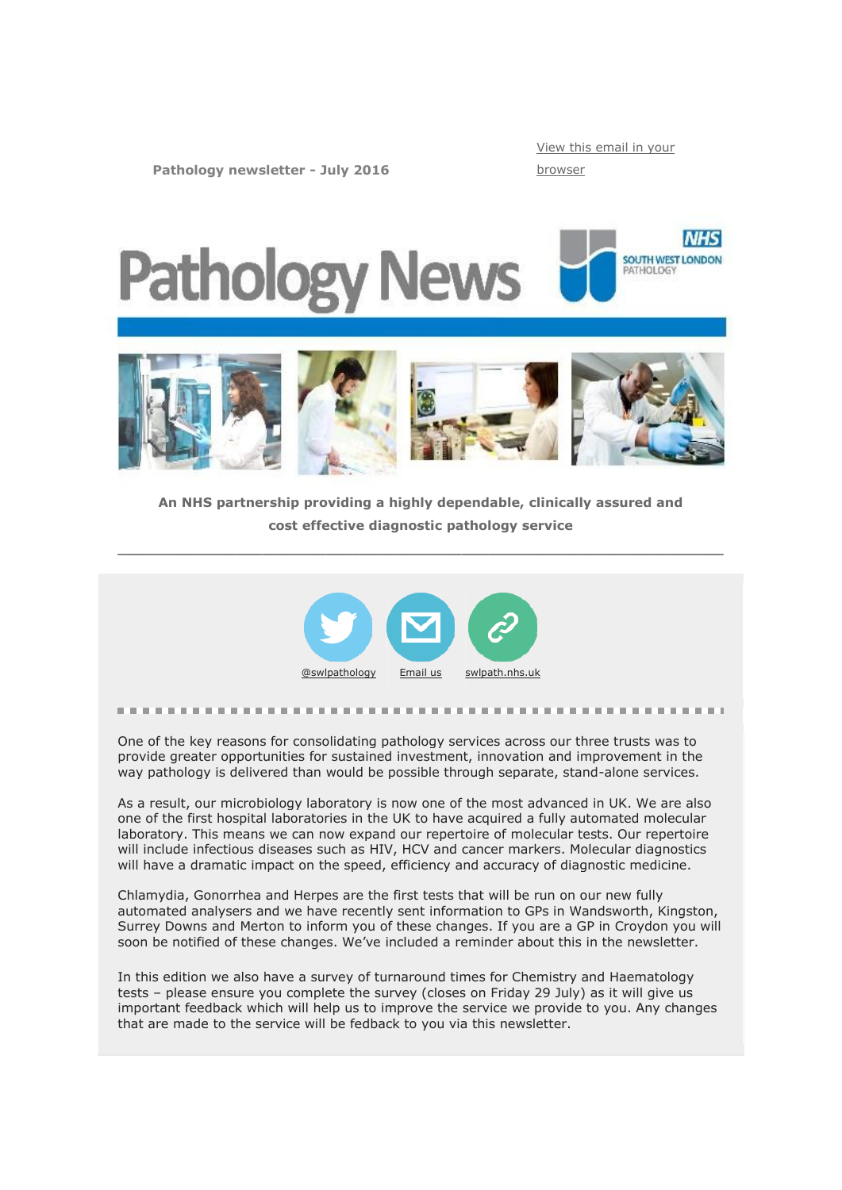Pathology newsletter - July 2016

View this email in your browser

# Pathology News

NHS SOUTH WEST LONDON PATHOLOGY

**An NHS partnership providing a highly dependable, clinically assured and cost effective diagnostic pathology service**

---

@swlpathology Email us swlpath.nhs.uk

One of the key reasons for consolidating pathology services across our three trusts was to provide greater opportunities for sustained investment, innovation and improvement in the way pathology is delivered than would be possible through separate, stand-alone services.

As a result, our microbiology laboratory is now one of the most advanced in UK. We are also one of the first hospital laboratories in the UK to have acquired a fully automated molecular laboratory. This means we can now expand our repertoire of molecular tests. Our repertoire will include infectious diseases such as HIV, HCV and cancer markers. Molecular diagnostics will have a dramatic impact on the speed, efficiency and accuracy of diagnostic medicine.

Chlamydia, Gonorrhea and Herpes are the first tests that will be run on our new fully automated analysers and we have recently sent information to GPs in Wandsworth, Kingston, Surrey Downs and Merton to inform you of these changes. If you are a GP in Croydon you will soon be notified of these changes. We've included a reminder about this in the newsletter.

In this edition we also have a survey of turnaround times for Chemistry and Haematology tests – please ensure you complete the survey (closes on Friday 29 July) as it will give us important feedback which will help us to improve the service we provide to you. Any changes that are made to the service will be fedback to you via this newsletter.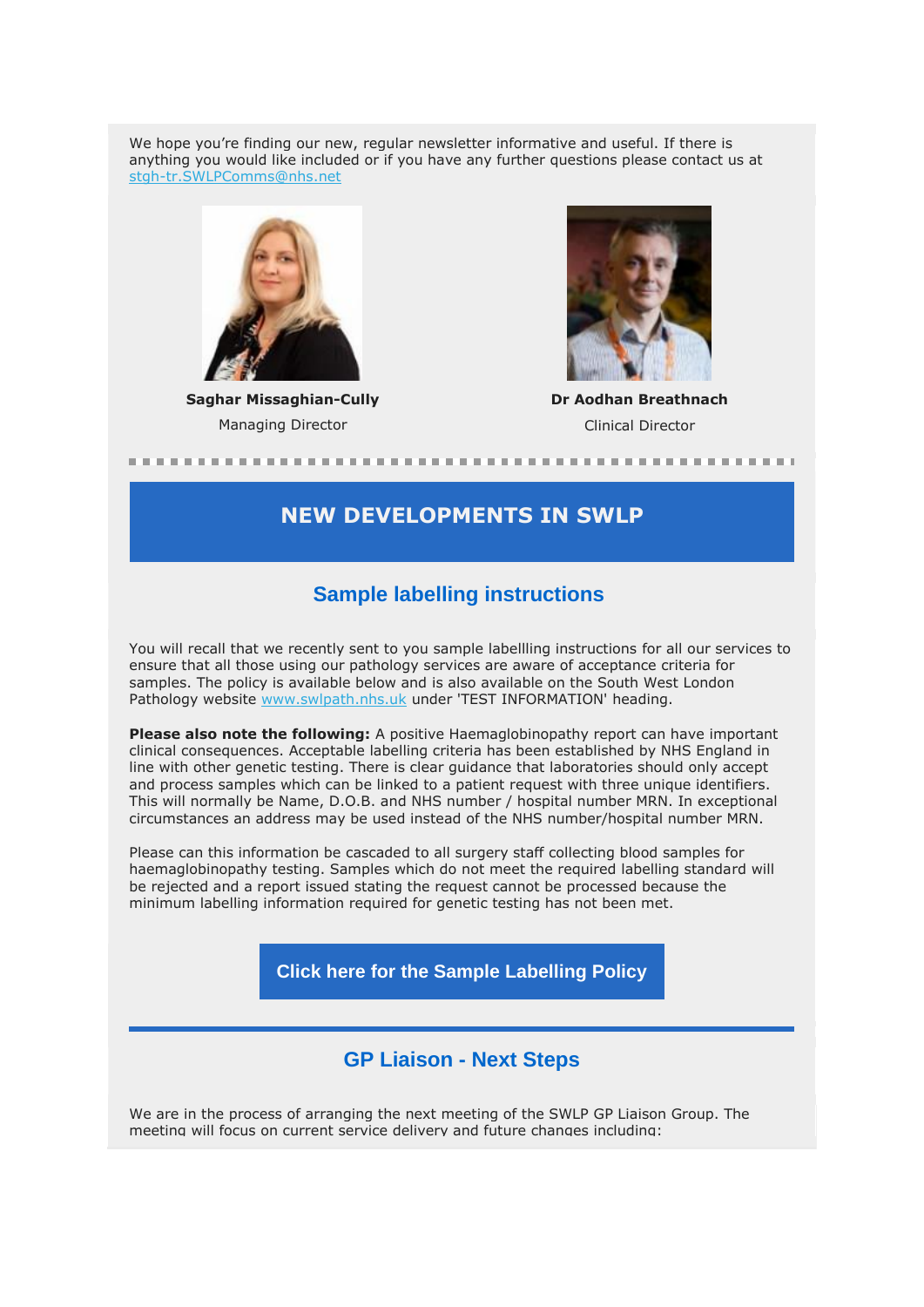We hope you're finding our new, regular newsletter informative and useful. If there is anything you would like included or if you have any further questions please contact us at stgh-tr.SWLPComms@nhs.net

**Saghar Missaghian-Cully**

Managing Director

**Dr Aodhan Breathnach**

Clinical Director

## NEW DEVELOPMENTS IN SWLP

### Sample labelling instructions

You will recall that we recently sent to you sample labellling instructions for all our services to ensure that all those using our pathology services are aware of acceptance criteria for samples. The policy is available below and is also available on the South West London Pathology website www.swlpath.nhs.uk under 'TEST INFORMATION' heading.

**Please also note the following:** A positive Haemaglobinopathy report can have important clinical consequences. Acceptable labelling criteria has been established by NHS England in line with other genetic testing. There is clear guidance that laboratories should only accept and process samples which can be linked to a patient request with three unique identifiers. This will normally be Name, D.O.B. and NHS number / hospital number MRN. In exceptional circumstances an address may be used instead of the NHS number/hospital number MRN.

Please can this information be cascaded to all surgery staff collecting blood samples for haemaglobinopathy testing. Samples which do not meet the required labelling standard will be rejected and a report issued stating the request cannot be processed because the minimum labelling information required for genetic testing has not been met.

**Click here for the Sample Labelling Policy**

### GP Liaison - Next Steps

We are in the process of arranging the next meeting of the SWLP GP Liaison Group. The meeting will focus on current service delivery and future changes including: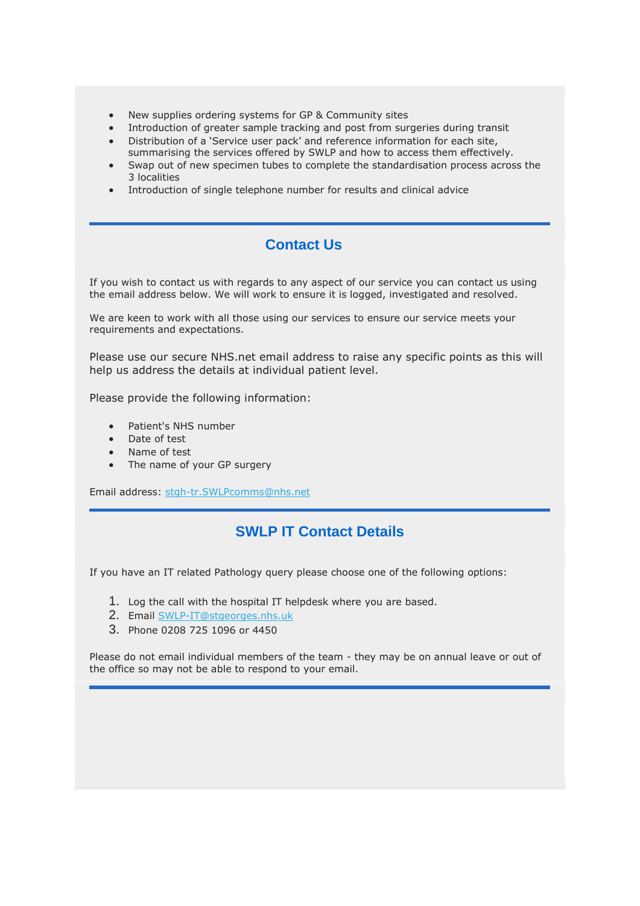- New supplies ordering systems for GP & Community sites
- Introduction of greater sample tracking and post from surgeries during transit
- Distribution of a 'Service user pack' and reference information for each site, summarising the services offered by SWLP and how to access them effectively.
- Swap out of new specimen tubes to complete the standardisation process across the 3 localities
- Introduction of single telephone number for results and clinical advice

## Contact Us

If you wish to contact us with regards to any aspect of our service you can contact us using the email address below. We will work to ensure it is logged, investigated and resolved.

We are keen to work with all those using our services to ensure our service meets your requirements and expectations.

Please use our secure NHS.net email address to raise any specific points as this will help us address the details at individual patient level.

Please provide the following information:

- Patient's NHS number
- Date of test
- Name of test
- The name of your GP surgery

Email address: stgh-tr.SWLPcomms@nhs.net

## SWLP IT Contact Details

If you have an IT related Pathology query please choose one of the following options:

1. Log the call with the hospital IT helpdesk where you are based.
2. Email SWLP-IT@stgeorges.nhs.uk
3. Phone 0208 725 1096 or 4450

Please do not email individual members of the team - they may be on annual leave or out of the office so may not be able to respond to your email.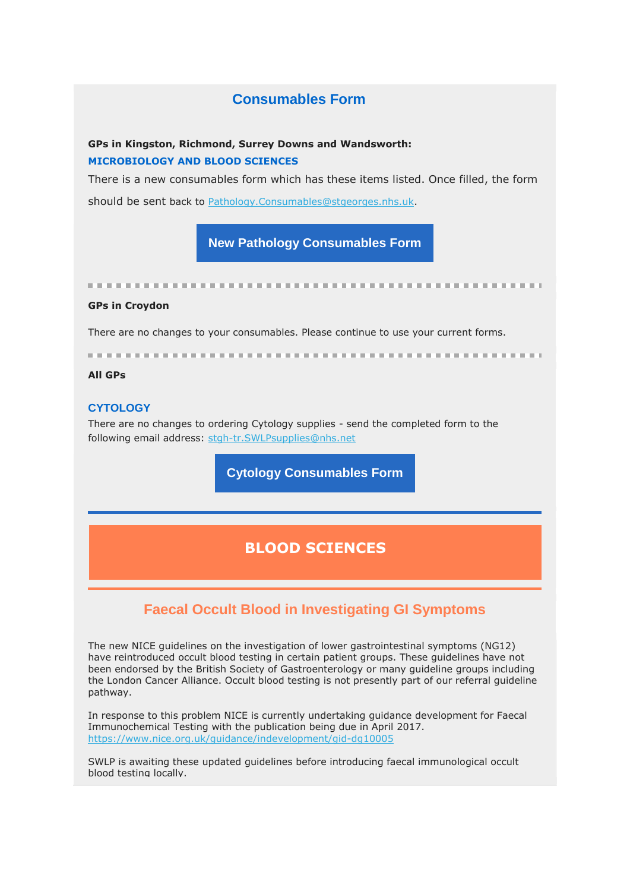## Consumables Form

**GPs in Kingston, Richmond, Surrey Downs and Wandsworth:**

**MICROBIOLOGY AND BLOOD SCIENCES**

There is a new consumables form which has these items listed. Once filled, the form should be sent back to Pathology.Consumables@stgeorges.nhs.uk.

**New Pathology Consumables Form**

---

**GPs in Croydon**

There are no changes to your consumables. Please continue to use your current forms.

---

**All GPs**

### CYTOLOGY

There are no changes to ordering Cytology supplies - send the completed form to the following email address: stgh-tr.SWLPsupplies@nhs.net

**Cytology Consumables Form**

---

# BLOOD SCIENCES

## Faecal Occult Blood in Investigating GI Symptoms

The new NICE guidelines on the investigation of lower gastrointestinal symptoms (NG12) have reintroduced occult blood testing in certain patient groups. These guidelines have not been endorsed by the British Society of Gastroenterology or many guideline groups including the London Cancer Alliance. Occult blood testing is not presently part of our referral guideline pathway.

In response to this problem NICE is currently undertaking guidance development for Faecal Immunochemical Testing with the publication being due in April 2017. https://www.nice.org.uk/guidance/indevelopment/gid-dg10005

SWLP is awaiting these updated guidelines before introducing faecal immunological occult blood testing locally.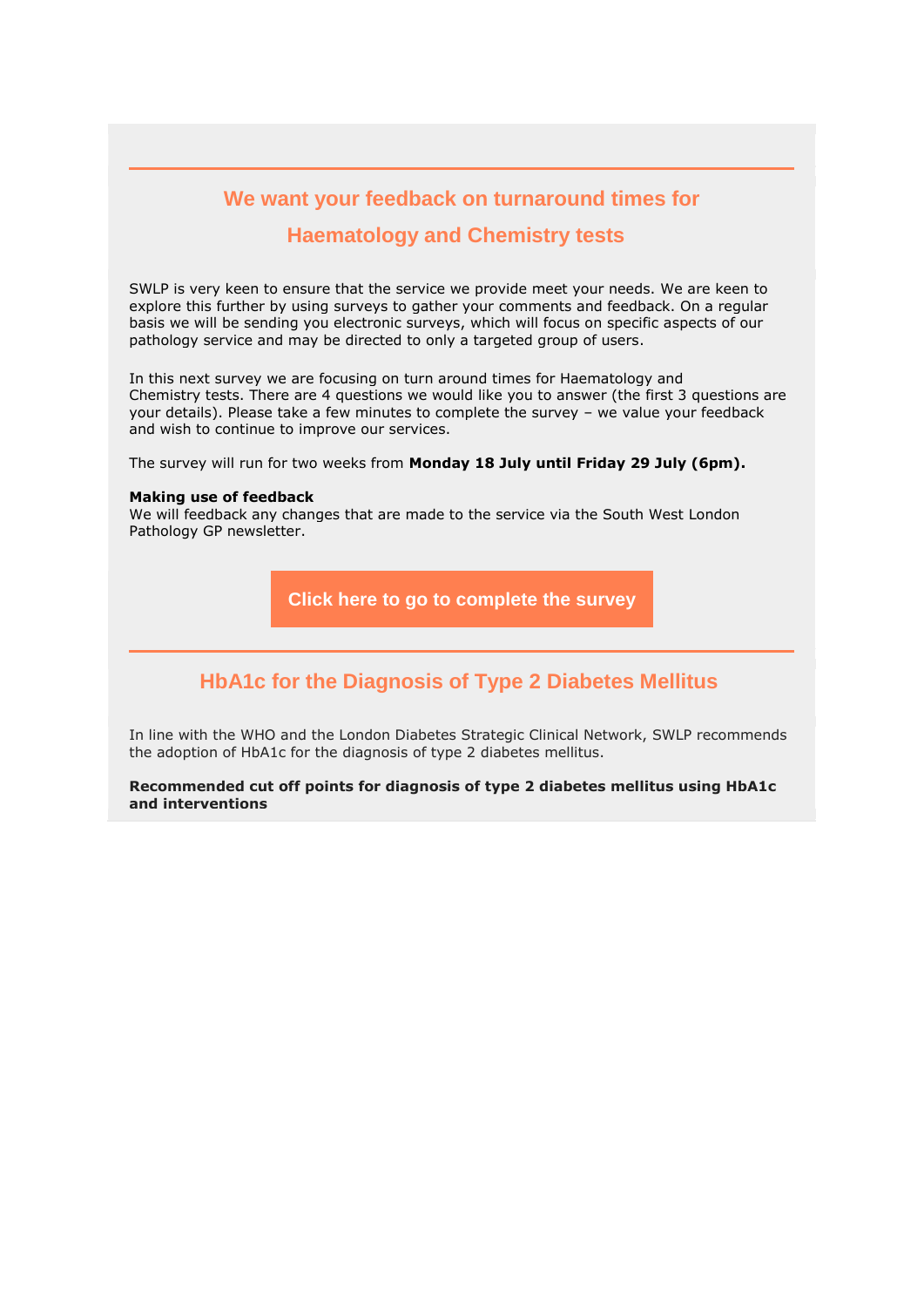## We want your feedback on turnaround times for Haematology and Chemistry tests

SWLP is very keen to ensure that the service we provide meet your needs. We are keen to explore this further by using surveys to gather your comments and feedback. On a regular basis we will be sending you electronic surveys, which will focus on specific aspects of our pathology service and may be directed to only a targeted group of users.

In this next survey we are focusing on turn around times for Haematology and Chemistry tests. There are 4 questions we would like you to answer (the first 3 questions are your details). Please take a few minutes to complete the survey – we value your feedback and wish to continue to improve our services.

The survey will run for two weeks from **Monday 18 July until Friday 29 July (6pm).**

**Making use of feedback**
We will feedback any changes that are made to the service via the South West London Pathology GP newsletter.

**Click here to go to complete the survey**

## HbA1c for the Diagnosis of Type 2 Diabetes Mellitus

In line with the WHO and the London Diabetes Strategic Clinical Network, SWLP recommends the adoption of HbA1c for the diagnosis of type 2 diabetes mellitus.

**Recommended cut off points for diagnosis of type 2 diabetes mellitus using HbA1c and interventions**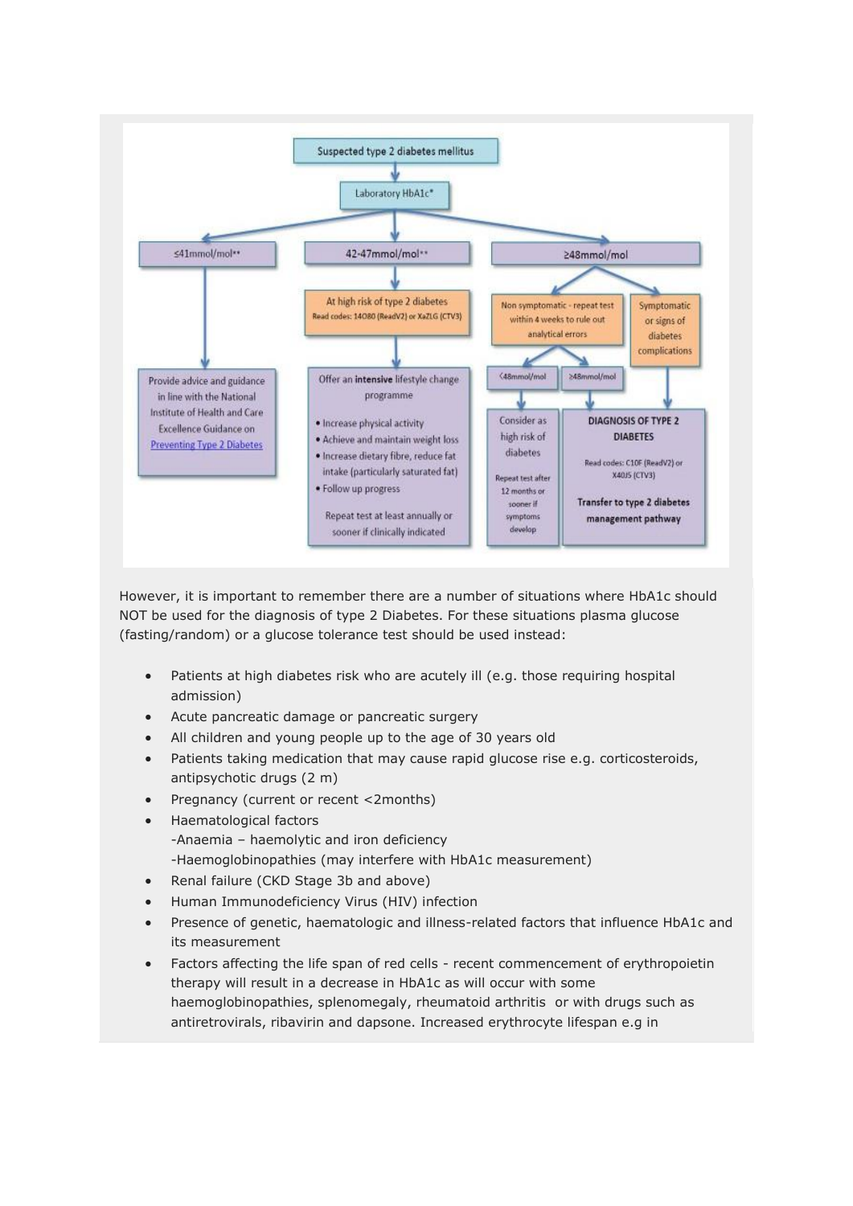Suspected type 2 diabetes mellitus

Laboratory HbA1c*

≤41mmol/mol**

Provide advice and guidance in line with the National Institute of Health and Care Excellence Guidance on Preventing Type 2 Diabetes

42-47mmol/mol**

At high risk of type 2 diabetes
Read codes: 14O80 (ReadV2) or XaZLG (CTV3)

Offer an **intensive** lifestyle change programme

- Increase physical activity
- Achieve and maintain weight loss
- Increase dietary fibre, reduce fat intake (particularly saturated fat)
- Follow up progress

Repeat test at least annually or sooner if clinically indicated

≥48mmol/mol

Non symptomatic - repeat test within 4 weeks to rule out analytical errors

<48mmol/mol

Consider as high risk of diabetes

Repeat test after 12 months or sooner if symptoms develop

≥48mmol/mol

Symptomatic or signs of diabetes complications

**DIAGNOSIS OF TYPE 2 DIABETES**

Read codes: C10F (ReadV2) or X40J5 (CTV3)

**Transfer to type 2 diabetes management pathway**

However, it is important to remember there are a number of situations where HbA1c should NOT be used for the diagnosis of type 2 Diabetes. For these situations plasma glucose (fasting/random) or a glucose tolerance test should be used instead:

- Patients at high diabetes risk who are acutely ill (e.g. those requiring hospital admission)
- Acute pancreatic damage or pancreatic surgery
- All children and young people up to the age of 30 years old
- Patients taking medication that may cause rapid glucose rise e.g. corticosteroids, antipsychotic drugs (2 m)
- Pregnancy (current or recent <2months)
- Haematological factors
  -Anaemia – haemolytic and iron deficiency
  -Haemoglobinopathies (may interfere with HbA1c measurement)
- Renal failure (CKD Stage 3b and above)
- Human Immunodeficiency Virus (HIV) infection
- Presence of genetic, haematologic and illness-related factors that influence HbA1c and its measurement
- Factors affecting the life span of red cells - recent commencement of erythropoietin therapy will result in a decrease in HbA1c as will occur with some haemoglobinopathies, splenomegaly, rheumatoid arthritis or with drugs such as antiretrovirals, ribavirin and dapsone. Increased erythrocyte lifespan e.g in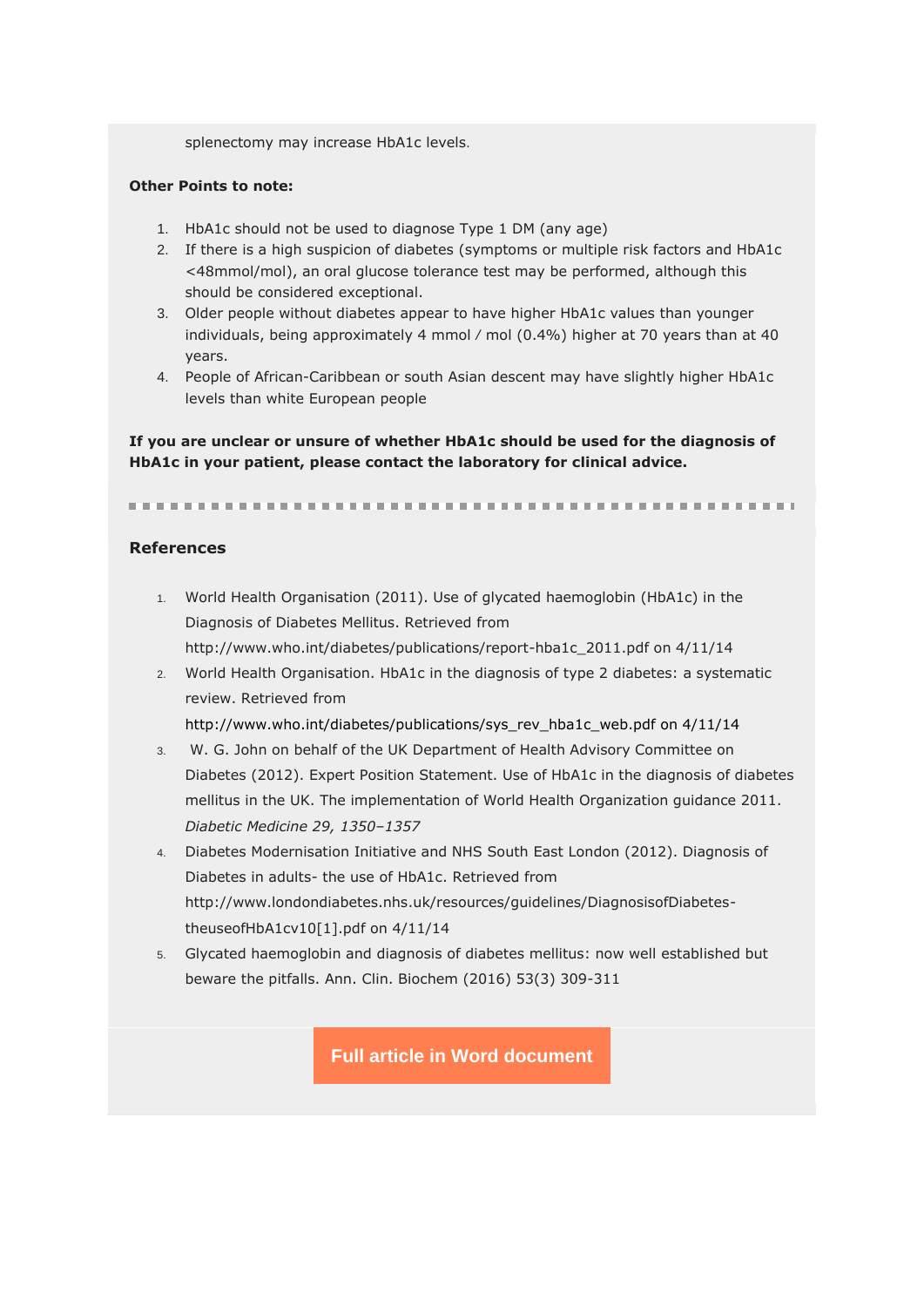splenectomy may increase HbA1c levels.

**Other Points to note:**

1. HbA1c should not be used to diagnose Type 1 DM (any age)
2. If there is a high suspicion of diabetes (symptoms or multiple risk factors and HbA1c <48mmol/mol), an oral glucose tolerance test may be performed, although this should be considered exceptional.
3. Older people without diabetes appear to have higher HbA1c values than younger individuals, being approximately 4 mmol / mol (0.4%) higher at 70 years than at 40 years.
4. People of African-Caribbean or south Asian descent may have slightly higher HbA1c levels than white European people

**If you are unclear or unsure of whether HbA1c should be used for the diagnosis of HbA1c in your patient, please contact the laboratory for clinical advice.**

---

## References

1. World Health Organisation (2011). Use of glycated haemoglobin (HbA1c) in the Diagnosis of Diabetes Mellitus. Retrieved from http://www.who.int/diabetes/publications/report-hba1c_2011.pdf on 4/11/14
2. World Health Organisation. HbA1c in the diagnosis of type 2 diabetes: a systematic review. Retrieved from http://www.who.int/diabetes/publications/sys_rev_hba1c_web.pdf on 4/11/14
3. W. G. John on behalf of the UK Department of Health Advisory Committee on Diabetes (2012). Expert Position Statement. Use of HbA1c in the diagnosis of diabetes mellitus in the UK. The implementation of World Health Organization guidance 2011. *Diabetic Medicine 29, 1350–1357*
4. Diabetes Modernisation Initiative and NHS South East London (2012). Diagnosis of Diabetes in adults- the use of HbA1c. Retrieved from http://www.londondiabetes.nhs.uk/resources/guidelines/DiagnosisofDiabetes-theuseofHbA1cv10[1].pdf on 4/11/14
5. Glycated haemoglobin and diagnosis of diabetes mellitus: now well established but beware the pitfalls. Ann. Clin. Biochem (2016) 53(3) 309-311

**Full article in Word document**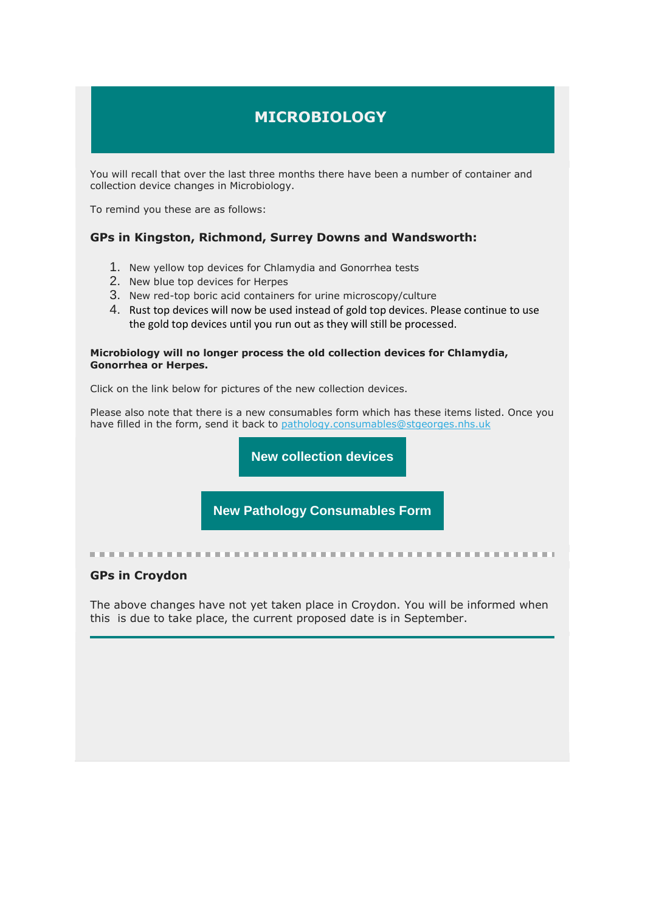# MICROBIOLOGY

You will recall that over the last three months there have been a number of container and collection device changes in Microbiology.

To remind you these are as follows:

### GPs in Kingston, Richmond, Surrey Downs and Wandsworth:

1. New yellow top devices for Chlamydia and Gonorrhea tests
2. New blue top devices for Herpes
3. New red-top boric acid containers for urine microscopy/culture
4. Rust top devices will now be used instead of gold top devices. Please continue to use the gold top devices until you run out as they will still be processed.

**Microbiology will no longer process the old collection devices for Chlamydia, Gonorrhea or Herpes.**

Click on the link below for pictures of the new collection devices.

Please also note that there is a new consumables form which has these items listed. Once you have filled in the form, send it back to pathology.consumables@stgeorges.nhs.uk

**New collection devices**

**New Pathology Consumables Form**

---

### GPs in Croydon

The above changes have not yet taken place in Croydon. You will be informed when this is due to take place, the current proposed date is in September.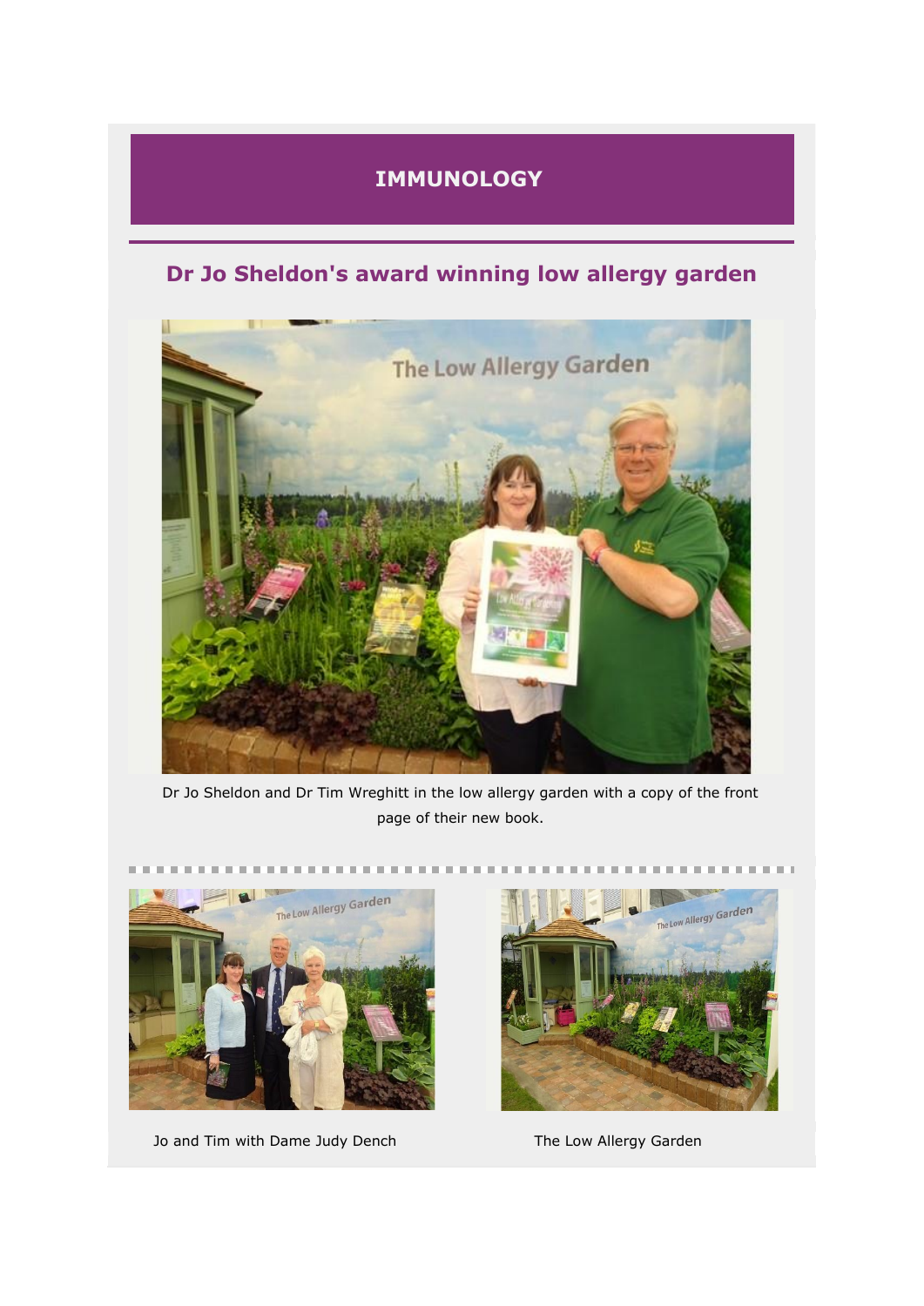# IMMUNOLOGY

## Dr Jo Sheldon's award winning low allergy garden

Dr Jo Sheldon and Dr Tim Wreghitt in the low allergy garden with a copy of the front page of their new book.

Jo and Tim with Dame Judy Dench

The Low Allergy Garden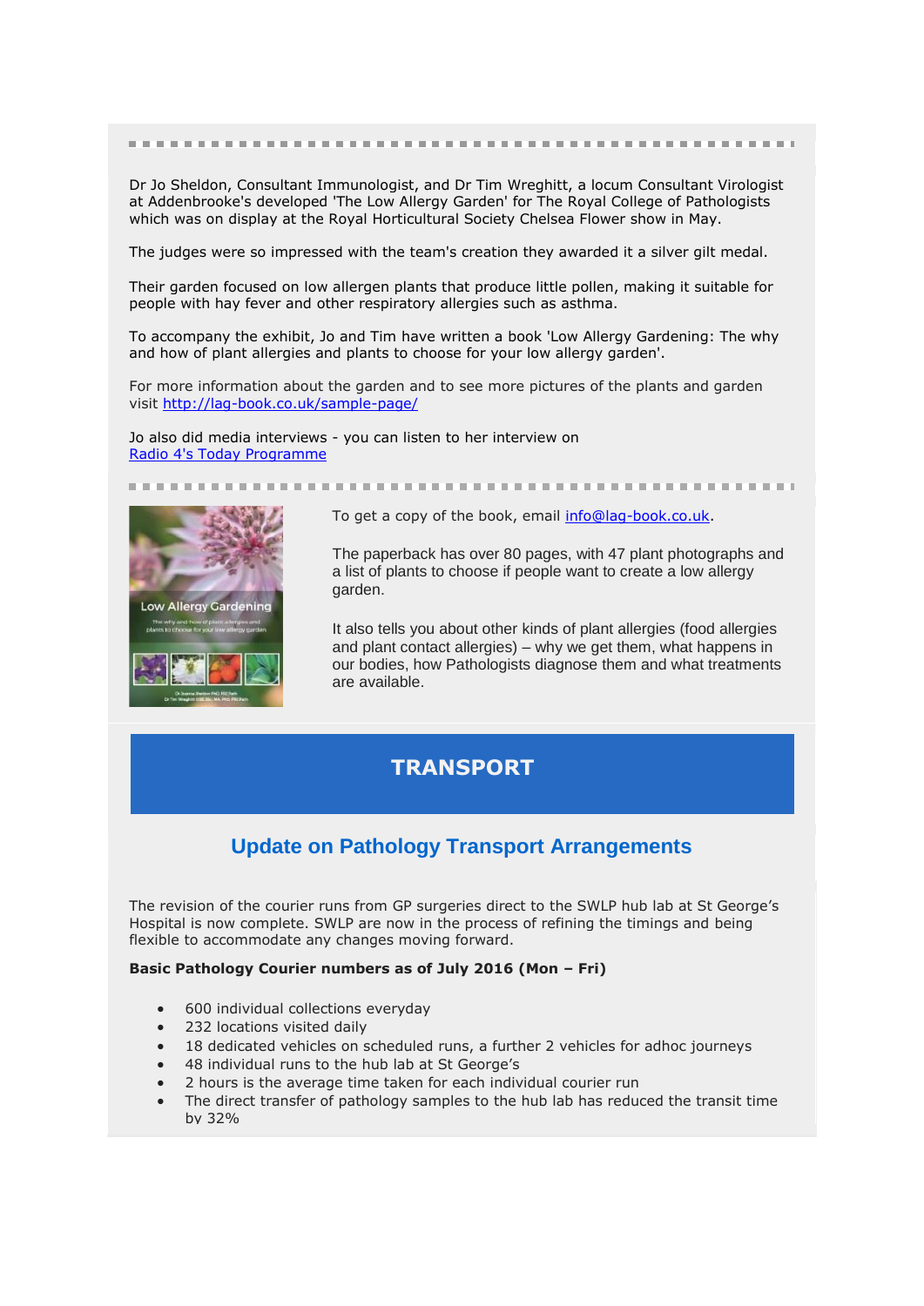Dr Jo Sheldon, Consultant Immunologist, and Dr Tim Wreghitt, a locum Consultant Virologist at Addenbrooke's developed 'The Low Allergy Garden' for The Royal College of Pathologists which was on display at the Royal Horticultural Society Chelsea Flower show in May.

The judges were so impressed with the team's creation they awarded it a silver gilt medal.

Their garden focused on low allergen plants that produce little pollen, making it suitable for people with hay fever and other respiratory allergies such as asthma.

To accompany the exhibit, Jo and Tim have written a book 'Low Allergy Gardening: The why and how of plant allergies and plants to choose for your low allergy garden'.

For more information about the garden and to see more pictures of the plants and garden visit [http://lag-book.co.uk/sample-page/](http://lag-book.co.uk/sample-page/)

Jo also did media interviews - you can listen to her interview on [Radio 4's Today Programme]()

To get a copy of the book, email [info@lag-book.co.uk](mailto:info@lag-book.co.uk).

The paperback has over 80 pages, with 47 plant photographs and a list of plants to choose if people want to create a low allergy garden.

It also tells you about other kinds of plant allergies (food allergies and plant contact allergies) – why we get them, what happens in our bodies, how Pathologists diagnose them and what treatments are available.

# TRANSPORT

## Update on Pathology Transport Arrangements

The revision of the courier runs from GP surgeries direct to the SWLP hub lab at St George's Hospital is now complete. SWLP are now in the process of refining the timings and being flexible to accommodate any changes moving forward.

**Basic Pathology Courier numbers as of July 2016 (Mon – Fri)**

- 600 individual collections everyday
- 232 locations visited daily
- 18 dedicated vehicles on scheduled runs, a further 2 vehicles for adhoc journeys
- 48 individual runs to the hub lab at St George's
- 2 hours is the average time taken for each individual courier run
- The direct transfer of pathology samples to the hub lab has reduced the transit time by 32%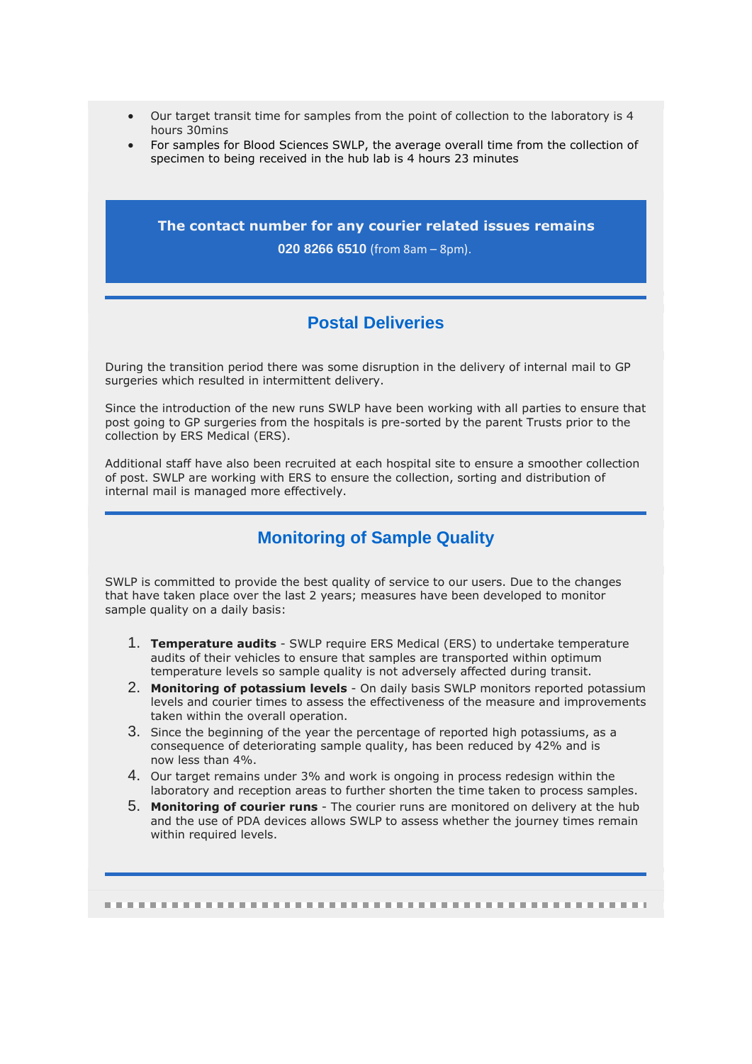- Our target transit time for samples from the point of collection to the laboratory is 4 hours 30mins
- For samples for Blood Sciences SWLP, the average overall time from the collection of specimen to being received in the hub lab is 4 hours 23 minutes

**The contact number for any courier related issues remains**

**020 8266 6510** (from 8am – 8pm).

## Postal Deliveries

During the transition period there was some disruption in the delivery of internal mail to GP surgeries which resulted in intermittent delivery.

Since the introduction of the new runs SWLP have been working with all parties to ensure that post going to GP surgeries from the hospitals is pre-sorted by the parent Trusts prior to the collection by ERS Medical (ERS).

Additional staff have also been recruited at each hospital site to ensure a smoother collection of post. SWLP are working with ERS to ensure the collection, sorting and distribution of internal mail is managed more effectively.

## Monitoring of Sample Quality

SWLP is committed to provide the best quality of service to our users. Due to the changes that have taken place over the last 2 years; measures have been developed to monitor sample quality on a daily basis:

1. **Temperature audits** - SWLP require ERS Medical (ERS) to undertake temperature audits of their vehicles to ensure that samples are transported within optimum temperature levels so sample quality is not adversely affected during transit.
2. **Monitoring of potassium levels** - On daily basis SWLP monitors reported potassium levels and courier times to assess the effectiveness of the measure and improvements taken within the overall operation.
3. Since the beginning of the year the percentage of reported high potassiums, as a consequence of deteriorating sample quality, has been reduced by 42% and is now less than 4%.
4. Our target remains under 3% and work is ongoing in process redesign within the laboratory and reception areas to further shorten the time taken to process samples.
5. **Monitoring of courier runs** - The courier runs are monitored on delivery at the hub and the use of PDA devices allows SWLP to assess whether the journey times remain within required levels.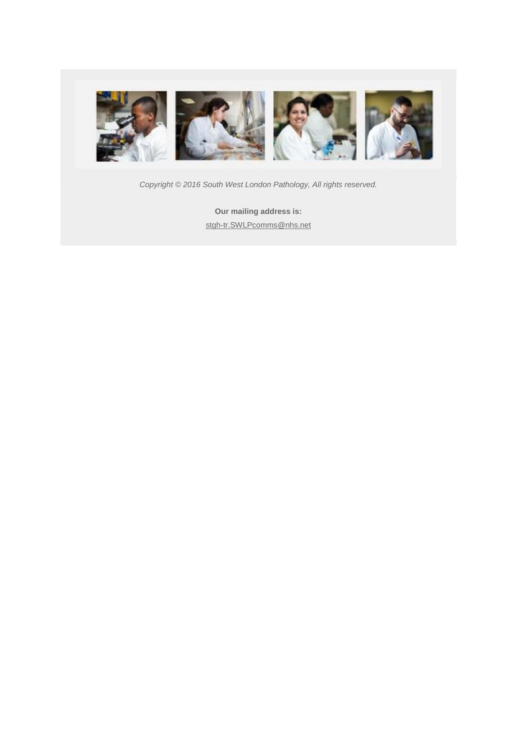*Copyright © 2016 South West London Pathology, All rights reserved.*

**Our mailing address is:**
stgh-tr.SWLPcomms@nhs.net